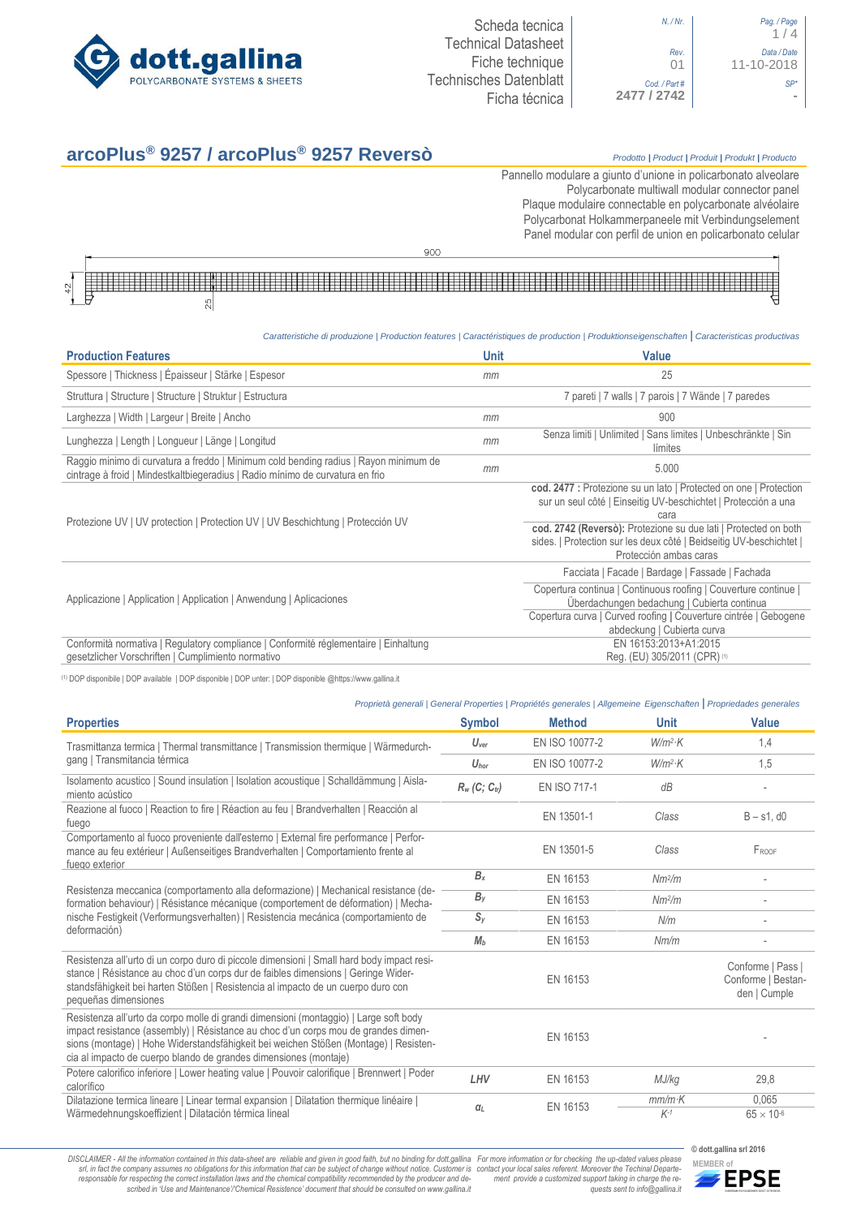Scheda tecnica
Technical Datasheet
Fiche technique
Technisches Datenblatt
Ficha técnica

N. / Nr. | Pag. / Page 1 / 4
Rev. 01 | Data / Date 11-10-2018
Cod. / Part # 2477 / 2742 | SP* -

# arcoPlus® 9257 / arcoPlus® 9257 Reversò

*Prodotto | Product | Produit | Produkt | Producto*

Pannello modulare a giunto d'unione in policarbonato alveolare
Polycarbonate multiwall modular connector panel
Plaque modulaire connectable en polycarbonate alvéolaire
Polycarbonat Holkammerpaneele mit Verbindungselement
Panel modular con perfil de union en policarbonato celular

*Caratteristiche di produzione | Production features | Caractéristiques de production | Produktionseigenschaften | Caracteristicas productivas*

| Production Features | Unit | Value |
|---|---|---|
| Spessore \| Thickness \| Épaisseur \| Stärke \| Espesor | mm | 25 |
| Struttura \| Structure \| Structure \| Struktur \| Estructura | | 7 pareti \| 7 walls \| 7 parois \| 7 Wände \| 7 paredes |
| Larghezza \| Width \| Largeur \| Breite \| Ancho | mm | 900 |
| Lunghezza \| Length \| Longueur \| Länge \| Longitud | mm | Senza limiti \| Unlimited \| Sans limites \| Unbeschränkte \| Sin límites |
| Raggio minimo di curvatura a freddo \| Minimum cold bending radius \| Rayon minimum de cintrage à froid \| Mindestkaltbiegeradius \| Radio mínimo de curvatura en frio | mm | 5.000 |
| Protezione UV \| UV protection \| Protection UV \| UV Beschichtung \| Protección UV | | **cod. 2477 :** Protezione su un lato \| Protected on one \| Protection sur un seul côté \| Einseitig UV-beschichtet \| Protección a una cara<br>**cod. 2742 (Reversò):** Protezione su due lati \| Protected on both sides. \| Protection sur les deux côté \| Beidseitig UV-beschichtet \| Protección ambas caras |
| Applicazione \| Application \| Application \| Anwendung \| Aplicaciones | | Facciata \| Facade \| Bardage \| Fassade \| Fachada<br>Copertura continua \| Continuous roofing \| Couverture continue \| Überdachungen bedachung \| Cubierta continua<br>Copertura curva \| Curved roofing \| Couverture cintrée \| Gebogene abdeckung \| Cubierta curva |
| Conformità normativa \| Regulatory compliance \| Conformité réglementaire \| Einhaltung gesetzlicher Vorschriften \| Cumplimiento normativo | | EN 16153:2013+A1:2015<br>Reg. (EU) 305/2011 (CPR) [1] |

[1] DOP disponibile | DOP available | DOP disponible | DOP unter: | DOP disponible @https://www.gallina.it

*Proprietà generali | General Properties | Propriétés generales | Allgemeine Eigenschaften | Propriedades generales*

| Properties | Symbol | Method | Unit | Value |
|---|---|---|---|---|
| Trasmittanza termica \| Thermal transmittance \| Transmission thermique \| Wärmedurchgang \| Transmitancia térmica | $U_{ver}$ | EN ISO 10077-2 | $W/m^2 \cdot K$ | 1,4 |
| | $U_{hor}$ | EN ISO 10077-2 | $W/m^2 \cdot K$ | 1,5 |
| Isolamento acustico \| Sound insulation \| Isolation acoustique \| Schalldämmung \| Aislamiento acústico | $R_w$ $(C; C_{tr})$ | EN ISO 717-1 | dB | - |
| Reazione al fuoco \| Reaction to fire \| Réaction au feu \| Brandverhalten \| Reacción al fuego | | EN 13501-1 | Class | B – s1, d0 |
| Comportamento al fuoco proveniente dall'esterno \| External fire performance \| Performance au feu extérieur \| Außenseitiges Brandverhalten \| Comportamiento frente al fuego exterior | | EN 13501-5 | Class | $F_{ROOF}$ |
| Resistenza meccanica (comportamento alla deformazione) \| Mechanical resistance (deformation behaviour) \| Résistance mécanique (comportement de déformation) \| Mechanische Festigkeit (Verformungsverhalten) \| Resistencia mecánica (comportamiento de deformación) | $B_x$ | EN 16153 | $Nm^2/m$ | - |
| | $B_y$ | EN 16153 | $Nm^2/m$ | - |
| | $S_y$ | EN 16153 | N/m | - |
| | $M_b$ | EN 16153 | Nm/m | - |
| Resistenza all'urto di un corpo duro di piccole dimensioni \| Small hard body impact resistance \| Résistance au choc d'un corps dur de faibles dimensions \| Geringe Widerstandsfähigkeit bei harten Stößen \| Resistencia al impacto de un cuerpo duro con pequeñas dimensiones | | EN 16153 | | Conforme \| Pass \| Conforme \| Bestanden \| Cumple |
| Resistenza all'urto da corpo molle di grandi dimensioni (montaggio) \| Large soft body impact resistance (assembly) \| Résistance au choc d'un corps mou de grandes dimensions (montage) \| Hohe Widerstandsfähigkeit bei weichen Stößen (Montage) \| Resistencia al impacto de cuerpo blando de grandes dimensiones (montaje) | | EN 16153 | | - |
| Potere calorifico inferiore \| Lower heating value \| Pouvoir calorifique \| Brennwert \| Poder calorífico | LHV | EN 16153 | MJ/kg | 29,8 |
| Dilatazione termica lineare \| Linear termal expansion \| Dilatation thermique linéaire \| Wärmedehnungskoeffizient \| Dilatación térmica lineal | $\alpha_L$ | EN 16153 | $mm/m \cdot K$ | 0,065 |
| | | | $K^{-1}$ | $65 \times 10^{-6}$ |

*DISCLAIMER - All the information contained in this data-sheet are reliable and given in good faith, but no binding for dott.gallina srl, in fact the company assumes no obligations for this information that can be subject of change without notice. Customer is responsable for respecting the correct installation laws and the chemical compatibility recommended by the producer and described in 'Use and Maintenance'/'Chemical Resistence' document that should be consulted on www.gallina.it*

*For more information or for checking the up-dated values please contact your local sales referent. Moreover the Techinal Department provide a customized support taking in charge the requests sent to info@gallina.it*

© dott.gallina srl 2016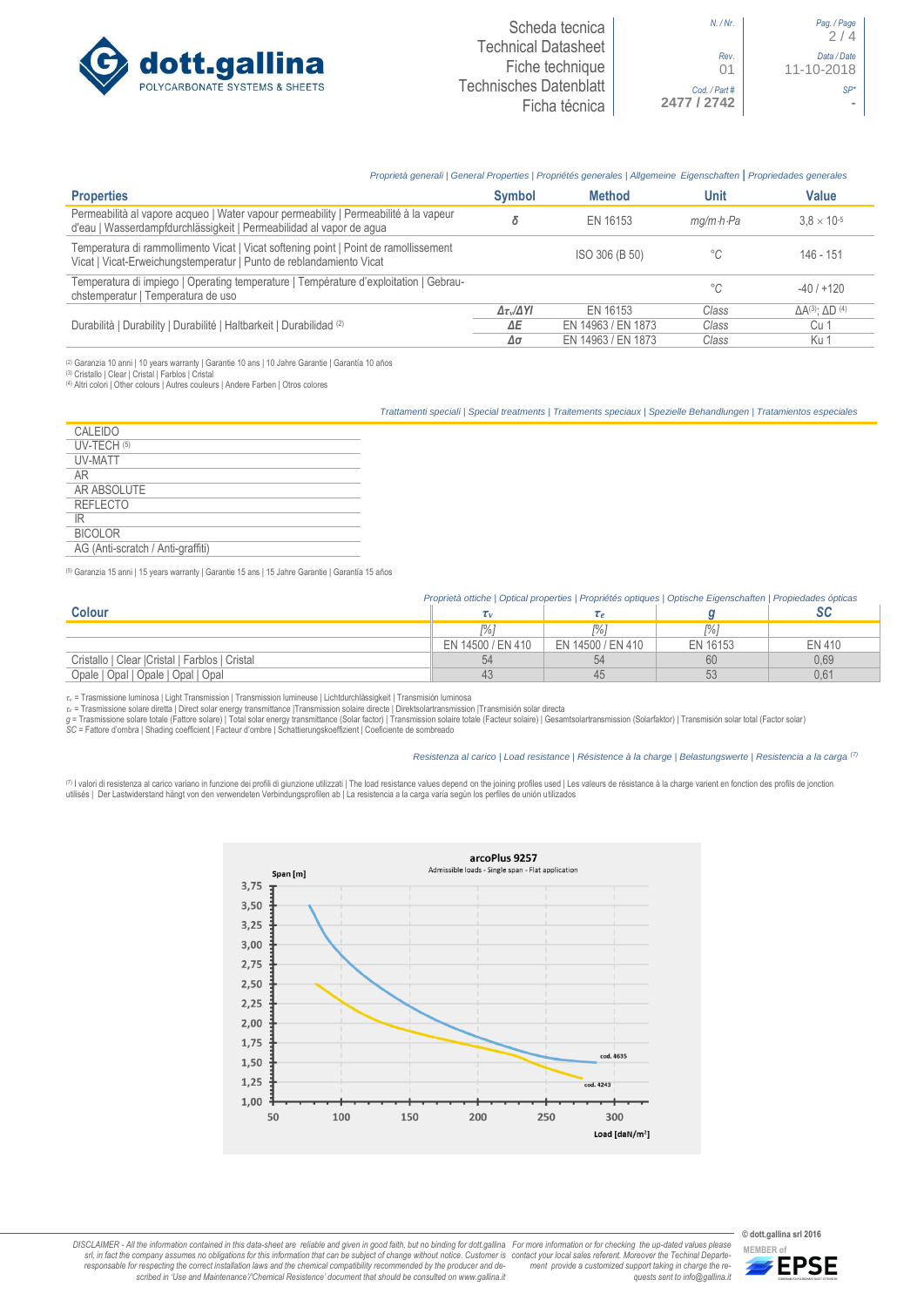*Proprietà generali | General Properties | Propriétés generales | Allgemeine Eigenschaften | Propriedades generales*

| Properties | Symbol | Method | Unit | Value |
|---|---|---|---|---|
| Permeabilità al vapore acqueo \| Water vapour permeability \| Permeabilité à la vapeur d'eau \| Wasserdampfdurchlässigkeit \| Permeabilidad al vapor de agua | $\delta$ | EN 16153 | $mg/m \cdot h \cdot Pa$ | $3{,}8 \times 10^{-5}$ |
| Temperatura di rammollimento Vicat \| Vicat softening point \| Point de ramollissement Vicat \| Vicat-Erweichungstemperatur \| Punto de reblandamiento Vicat | | ISO 306 (B 50) | °C | 146 - 151 |
| Temperatura di impiego \| Operating temperature \| Température d'exploitation \| Gebrauchstemperatur \| Temperatura de uso | | | °C | -40 / +120 |
| Durabilità \| Durability \| Durabilité \| Haltbarkeit \| Durabilidad [2] | $\Delta\tau_v / \Delta YI$ | EN 16153 | Class | ΔA[3]; ΔD [4] |
| | $\Delta E$ | EN 14963 / EN 1873 | Class | Cu 1 |
| | $\Delta\sigma$ | EN 14963 / EN 1873 | Class | Ku 1 |

[2] Garanzia 10 anni | 10 years warranty | Garantie 10 ans | 10 Jahre Garantie | Garantía 10 años
[3] Cristallo | Clear | Cristal | Farblos | Cristal
[4] Altri colori | Other colours | Autres couleurs | Andere Farben | Otros colores

*Trattamenti speciali | Special treatments | Traitements speciaux | Spezielle Behandlungen | Tratamientos especiales*

- CALEIDO
- UV-TECH [5]
- UV-MATT
- AR
- AR ABSOLUTE
- REFLECTO
- IR
- BICOLOR
- AG (Anti-scratch / Anti-graffiti)

[5] Garanzia 15 anni | 15 years warranty | Garantie 15 ans | 15 Jahre Garantie | Garantía 15 años

*Proprietà ottiche | Optical properties | Propriétés optiques | Optische Eigenschaften | Propiedades ópticas*

| Colour | $\tau_v$ | $\tau_e$ | $g$ | SC |
|---|---|---|---|---|
| | [%] | [%] | [%] | |
| | EN 14500 / EN 410 | EN 14500 / EN 410 | EN 16153 | EN 410 |
| Cristallo \| Clear \|Cristal \| Farblos \| Cristal | 54 | 54 | 60 | 0,69 |
| Opale \| Opal \| Opale \| Opal \| Opal | 43 | 45 | 53 | 0,61 |

$\tau_v$ = Trasmissione luminosa | Light Transmission | Transmission lumineuse | Lichtdurchlässigkeit | Transmisión luminosa
$\tau_e$ = Trasmissione solare diretta | Direct solar energy transmittance |Transmission solaire directe | Direktsolartransmission |Transmisión solar directa
$g$ = Trasmissione solare totale (Fattore solare) | Total solar energy transmittance (Solar factor) | Transmission solaire totale (Facteur solaire) | Gesamtsolartransmission (Solarfaktor) | Transmisión solar total (Factor solar)
SC = Fattore d'ombra | Shading coefficient | Facteur d'ombre | Schattierungskoeffizient | Coeficiente de sombreado

*Resistenza al carico | Load resistance | Résistence à la charge | Belastungswerte | Resistencia a la carga [7]*

[7] I valori di resistenza al carico variano in funzione dei profili di giunzione utilizzati | The load resistance values depend on the joining profiles used | Les valeurs de résistance à la charge varient en fonction des profils de jonction utilisés | Der Lastwiderstand hängt von den verwendeten Verbindungsprofilen ab | La resistencia a la carga varía según los perfiles de unión utilizados

**arcoPlus 9257**
Admissible loads - Single span - Flat application

Span [m] (1,00 – 3,75) vs Load [daN/m²] (50 – 300); curves: cod. 4635, cod. 4243

DISCLAIMER - All the information contained in this data-sheet are reliable and given in good faith, but no binding for dott.gallina srl, in fact the company assumes no obligations for this information that can be subject of change without notice. Customer is responsable for respecting the correct installation laws and the chemical compatibility recommended by the producer and described in 'Use and Maintenance'/'Chemical Resistence' document that should be consulted on www.gallina.it For more information or for checking the up-dated values please contact your local sales referent. Moreover the Techinal Department provide a customized support taking in charge the requests sent to info@gallina.it

© dott.gallina srl 2016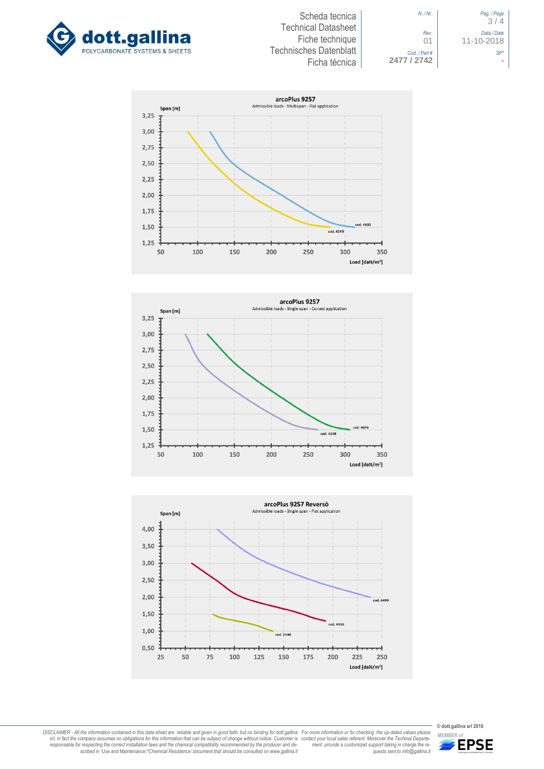## arcoPlus 9257

Admissible loads - Multispan - Flat application

Span [m]

3,25 · 3,00 · 2,75 · 2,50 · 2,25 · 2,00 · 1,75 · 1,50 · 1,25

50 · 100 · 150 · 200 · 250 · 300 · 350

Load [daN/m²]

cod. 4635

cod. 4243

## arcoPlus 9257

Admissible loads - Single span - Curved application

Span [m]

3,25 · 3,00 · 2,75 · 2,50 · 2,25 · 2,00 · 1,75 · 1,50 · 1,25

50 · 100 · 150 · 200 · 250 · 300 · 350

Load [daN/m²]

cod. 4636

cod. 4248

## arcoPlus 9257 Reversò

Admissible loads - Single span - Flat application

Span [m]

4,00 · 3,50 · 3,00 · 2,50 · 2,00 · 1,50 · 1,00 · 0,50

25 · 50 · 75 · 100 · 125 · 150 · 175 · 200 · 225 · 250

Load [daN/m²]

cod. 4499

cod. 4310

cod. 2146

DISCLAIMER - All the information contained in this data-sheet are reliable and given in good faith, but no binding for dott.gallina srl, in fact the company assumes no obligations for this information that can be subject of change without notice. Customer is responsable for respecting the correct installation laws and the chemical compatibility recommended by the producer and described in 'Use and Maintenance'/'Chemical Resistence' document that should be consulted on www.gallina.it

For more information or for checking the up-dated values please contact your local sales reference. Moreover the Techinal Department provide a customized support taking in charge the requests sent to info@gallina.it

© dott.gallina srl 2016

MEMBER of EPSE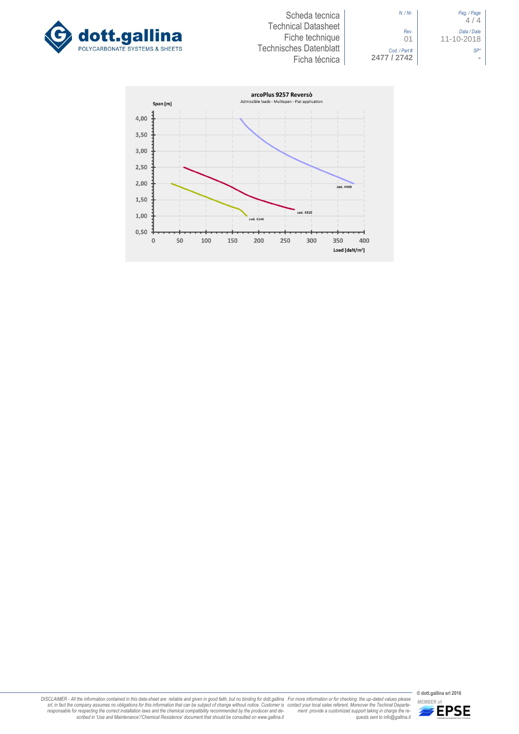Scheda tecnica
Technical Datasheet
Fiche technique
Technisches Datenblatt
Ficha técnica

N. / Nr.

Rev.
01

Cod. / Part #
2477 / 2742

Data / Date
11-10-2018

SP*
-

**arcoPlus 9257 Reversò**

Admissible loads - Multispan - Flat application

Span [m]

4,00
3,50
3,00
2,50
2,00
1,50
1,00
0,50

0
50
100
150
200
250
300
350
400

Load [daN/m²]

cod. 4499
cod. 4310
cod. 2146

DISCLAIMER - All the information contained in this data-sheet are reliable and given in good faith, but no binding for dott.gallina srl, in fact the company assumes no obligations for this information that can be subject of change without notice. Customer is responsable for respecting the correct installation laws and the chemical compatibility recommended by the producer and described in 'Use and Maintenance'/'Chemical Resistence' document that should be consulted on www.gallina.it

For more information or for checking the up-dated values please contact your local sales referent. Moreover the Techinal Department provide a customized support taking in charge the requests sent to info@gallina.it

© dott.gallina srl 2016

MEMBER of EPSE